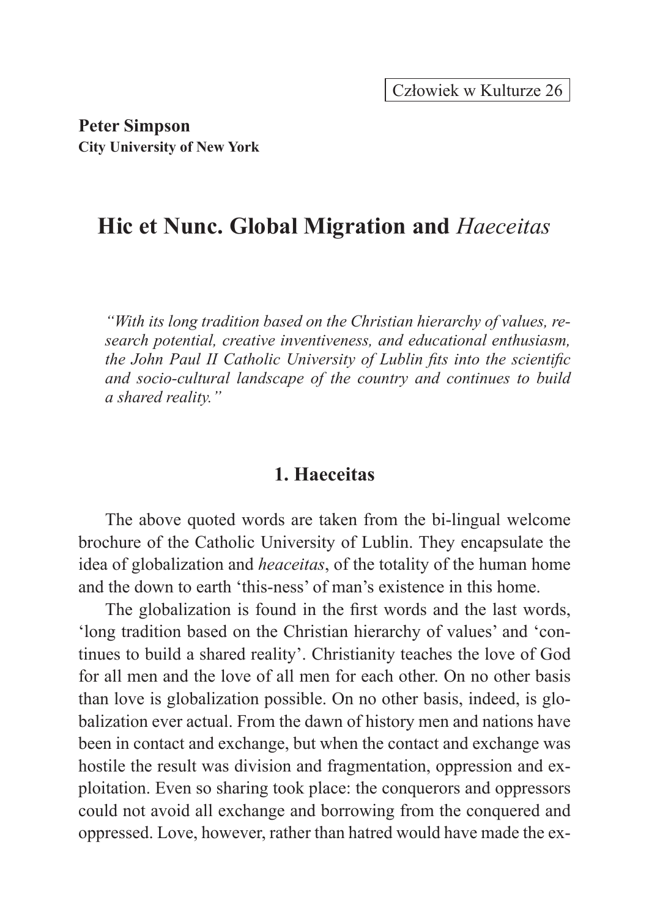**Peter Simpson**
**City University of New York**

# Hic et Nunc. Global Migration and *Haeceitas*

*"With its long tradition based on the Christian hierarchy of values, research potential, creative inventiveness, and educational enthusiasm, the John Paul II Catholic University of Lublin fits into the scientific and socio-cultural landscape of the country and continues to build a shared reality."*

## 1. Haeceitas

The above quoted words are taken from the bi-lingual welcome brochure of the Catholic University of Lublin. They encapsulate the idea of globalization and *heaceitas*, of the totality of the human home and the down to earth 'this-ness' of man's existence in this home.

The globalization is found in the first words and the last words, 'long tradition based on the Christian hierarchy of values' and 'continues to build a shared reality'. Christianity teaches the love of God for all men and the love of all men for each other. On no other basis than love is globalization possible. On no other basis, indeed, is globalization ever actual. From the dawn of history men and nations have been in contact and exchange, but when the contact and exchange was hostile the result was division and fragmentation, oppression and exploitation. Even so sharing took place: the conquerors and oppressors could not avoid all exchange and borrowing from the conquered and oppressed. Love, however, rather than hatred would have made the ex-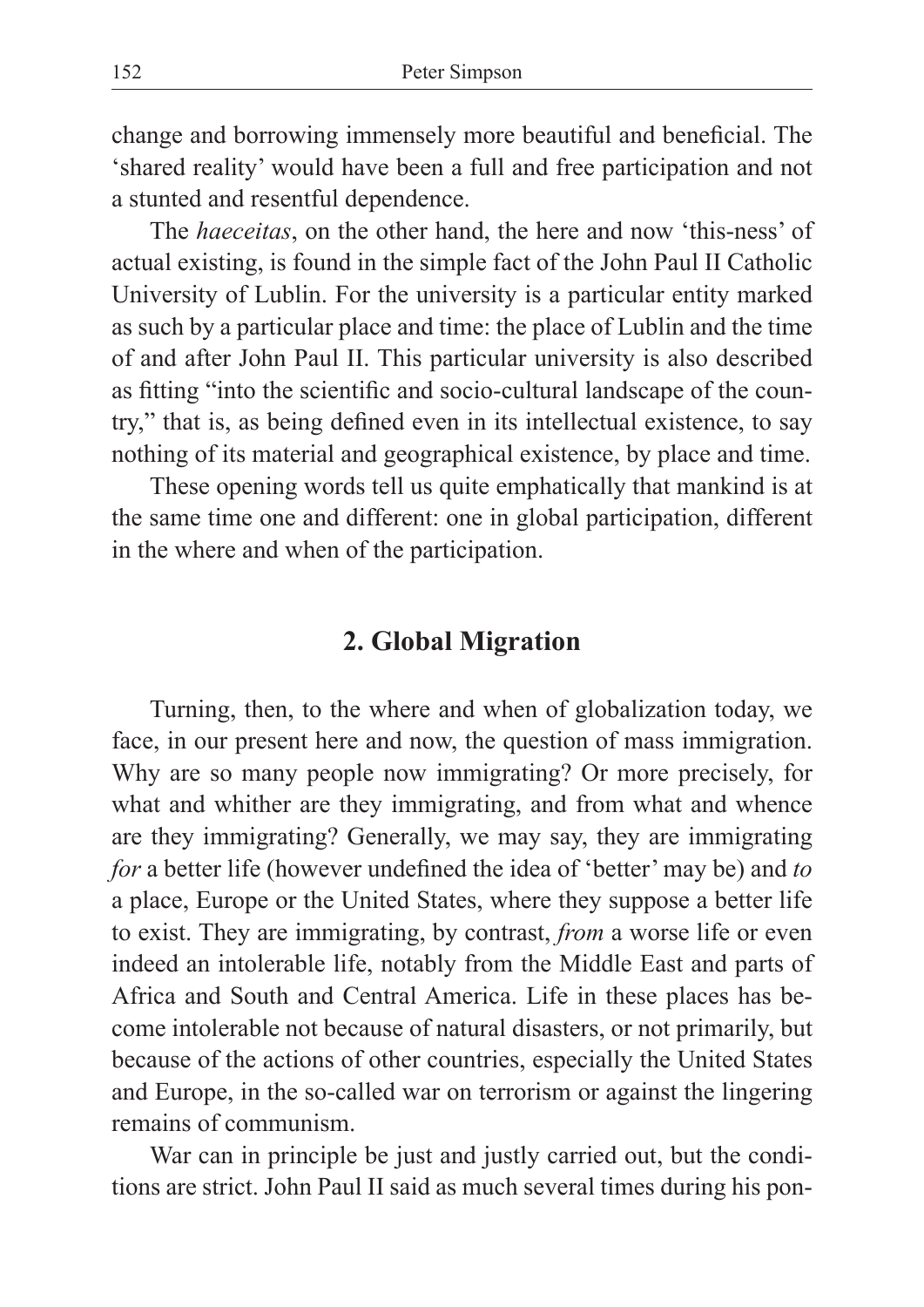change and borrowing immensely more beautiful and beneficial. The 'shared reality' would have been a full and free participation and not a stunted and resentful dependence.

The *haeceitas*, on the other hand, the here and now 'this-ness' of actual existing, is found in the simple fact of the John Paul II Catholic University of Lublin. For the university is a particular entity marked as such by a particular place and time: the place of Lublin and the time of and after John Paul II. This particular university is also described as fitting "into the scientific and socio-cultural landscape of the country," that is, as being defined even in its intellectual existence, to say nothing of its material and geographical existence, by place and time.

These opening words tell us quite emphatically that mankind is at the same time one and different: one in global participation, different in the where and when of the participation.

## 2. Global Migration

Turning, then, to the where and when of globalization today, we face, in our present here and now, the question of mass immigration. Why are so many people now immigrating? Or more precisely, for what and whither are they immigrating, and from what and whence are they immigrating? Generally, we may say, they are immigrating *for* a better life (however undefined the idea of 'better' may be) and *to* a place, Europe or the United States, where they suppose a better life to exist. They are immigrating, by contrast, *from* a worse life or even indeed an intolerable life, notably from the Middle East and parts of Africa and South and Central America. Life in these places has become intolerable not because of natural disasters, or not primarily, but because of the actions of other countries, especially the United States and Europe, in the so-called war on terrorism or against the lingering remains of communism.

War can in principle be just and justly carried out, but the conditions are strict. John Paul II said as much several times during his pon-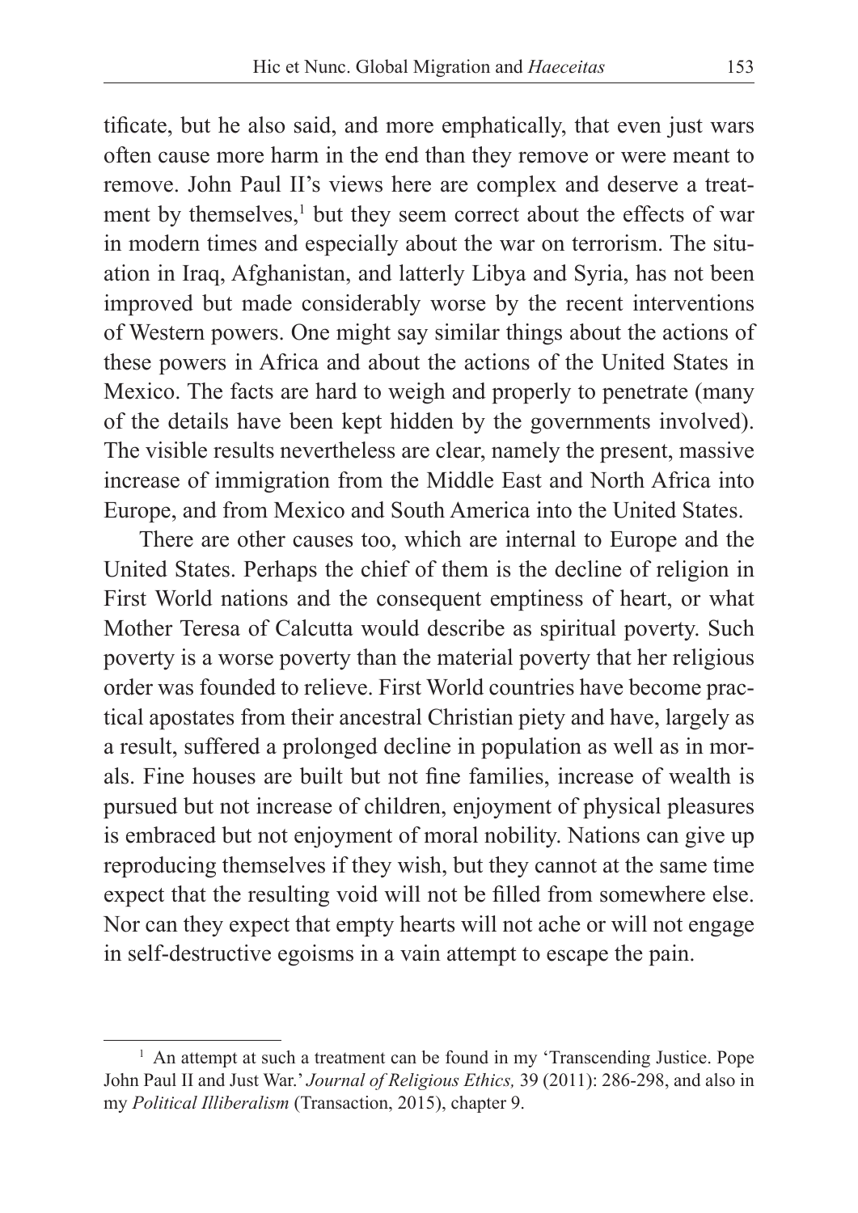tificate, but he also said, and more emphatically, that even just wars often cause more harm in the end than they remove or were meant to remove. John Paul II's views here are complex and deserve a treatment by themselves,[1] but they seem correct about the effects of war in modern times and especially about the war on terrorism. The situation in Iraq, Afghanistan, and latterly Libya and Syria, has not been improved but made considerably worse by the recent interventions of Western powers. One might say similar things about the actions of these powers in Africa and about the actions of the United States in Mexico. The facts are hard to weigh and properly to penetrate (many of the details have been kept hidden by the governments involved). The visible results nevertheless are clear, namely the present, massive increase of immigration from the Middle East and North Africa into Europe, and from Mexico and South America into the United States.

There are other causes too, which are internal to Europe and the United States. Perhaps the chief of them is the decline of religion in First World nations and the consequent emptiness of heart, or what Mother Teresa of Calcutta would describe as spiritual poverty. Such poverty is a worse poverty than the material poverty that her religious order was founded to relieve. First World countries have become practical apostates from their ancestral Christian piety and have, largely as a result, suffered a prolonged decline in population as well as in morals. Fine houses are built but not fine families, increase of wealth is pursued but not increase of children, enjoyment of physical pleasures is embraced but not enjoyment of moral nobility. Nations can give up reproducing themselves if they wish, but they cannot at the same time expect that the resulting void will not be filled from somewhere else. Nor can they expect that empty hearts will not ache or will not engage in self-destructive egoisms in a vain attempt to escape the pain.

[1] An attempt at such a treatment can be found in my 'Transcending Justice. Pope John Paul II and Just War.' *Journal of Religious Ethics,* 39 (2011): 286-298, and also in my *Political Illiberalism* (Transaction, 2015), chapter 9.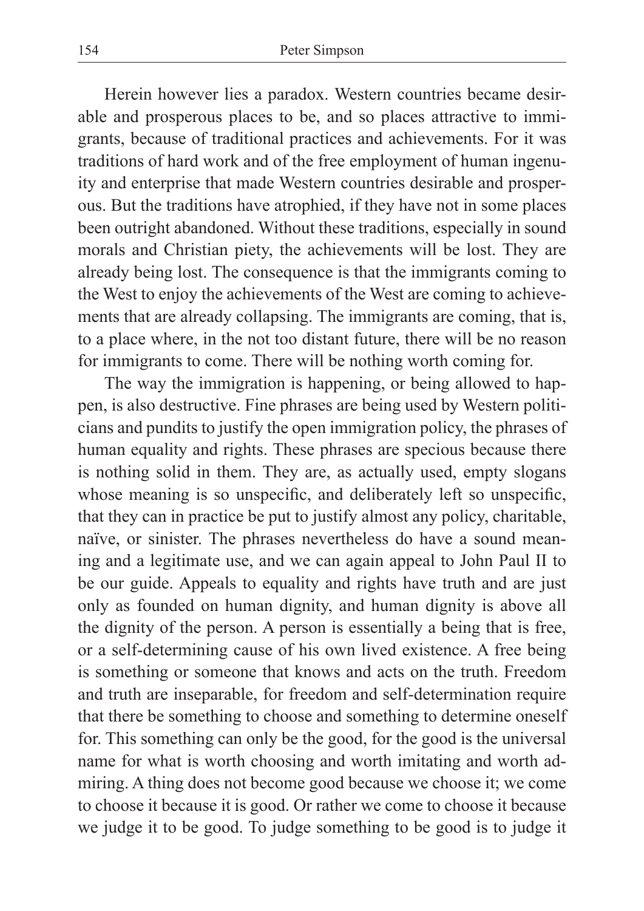Herein however lies a paradox. Western countries became desirable and prosperous places to be, and so places attractive to immigrants, because of traditional practices and achievements. For it was traditions of hard work and of the free employment of human ingenuity and enterprise that made Western countries desirable and prosperous. But the traditions have atrophied, if they have not in some places been outright abandoned. Without these traditions, especially in sound morals and Christian piety, the achievements will be lost. They are already being lost. The consequence is that the immigrants coming to the West to enjoy the achievements of the West are coming to achievements that are already collapsing. The immigrants are coming, that is, to a place where, in the not too distant future, there will be no reason for immigrants to come. There will be nothing worth coming for.

The way the immigration is happening, or being allowed to happen, is also destructive. Fine phrases are being used by Western politicians and pundits to justify the open immigration policy, the phrases of human equality and rights. These phrases are specious because there is nothing solid in them. They are, as actually used, empty slogans whose meaning is so unspecific, and deliberately left so unspecific, that they can in practice be put to justify almost any policy, charitable, naïve, or sinister. The phrases nevertheless do have a sound meaning and a legitimate use, and we can again appeal to John Paul II to be our guide. Appeals to equality and rights have truth and are just only as founded on human dignity, and human dignity is above all the dignity of the person. A person is essentially a being that is free, or a self-determining cause of his own lived existence. A free being is something or someone that knows and acts on the truth. Freedom and truth are inseparable, for freedom and self-determination require that there be something to choose and something to determine oneself for. This something can only be the good, for the good is the universal name for what is worth choosing and worth imitating and worth admiring. A thing does not become good because we choose it; we come to choose it because it is good. Or rather we come to choose it because we judge it to be good. To judge something to be good is to judge it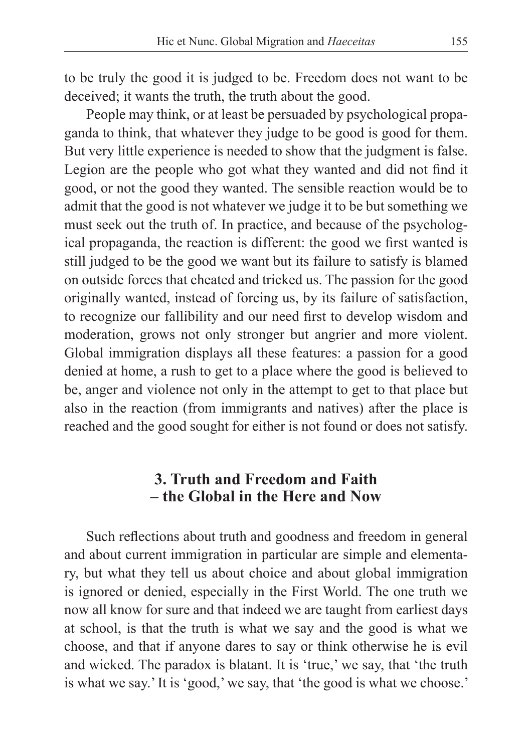to be truly the good it is judged to be. Freedom does not want to be deceived; it wants the truth, the truth about the good.

People may think, or at least be persuaded by psychological propaganda to think, that whatever they judge to be good is good for them. But very little experience is needed to show that the judgment is false. Legion are the people who got what they wanted and did not find it good, or not the good they wanted. The sensible reaction would be to admit that the good is not whatever we judge it to be but something we must seek out the truth of. In practice, and because of the psychological propaganda, the reaction is different: the good we first wanted is still judged to be the good we want but its failure to satisfy is blamed on outside forces that cheated and tricked us. The passion for the good originally wanted, instead of forcing us, by its failure of satisfaction, to recognize our fallibility and our need first to develop wisdom and moderation, grows not only stronger but angrier and more violent. Global immigration displays all these features: a passion for a good denied at home, a rush to get to a place where the good is believed to be, anger and violence not only in the attempt to get to that place but also in the reaction (from immigrants and natives) after the place is reached and the good sought for either is not found or does not satisfy.

## 3. Truth and Freedom and Faith – the Global in the Here and Now

Such reflections about truth and goodness and freedom in general and about current immigration in particular are simple and elementary, but what they tell us about choice and about global immigration is ignored or denied, especially in the First World. The one truth we now all know for sure and that indeed we are taught from earliest days at school, is that the truth is what we say and the good is what we choose, and that if anyone dares to say or think otherwise he is evil and wicked. The paradox is blatant. It is 'true,' we say, that 'the truth is what we say.' It is 'good,' we say, that 'the good is what we choose.'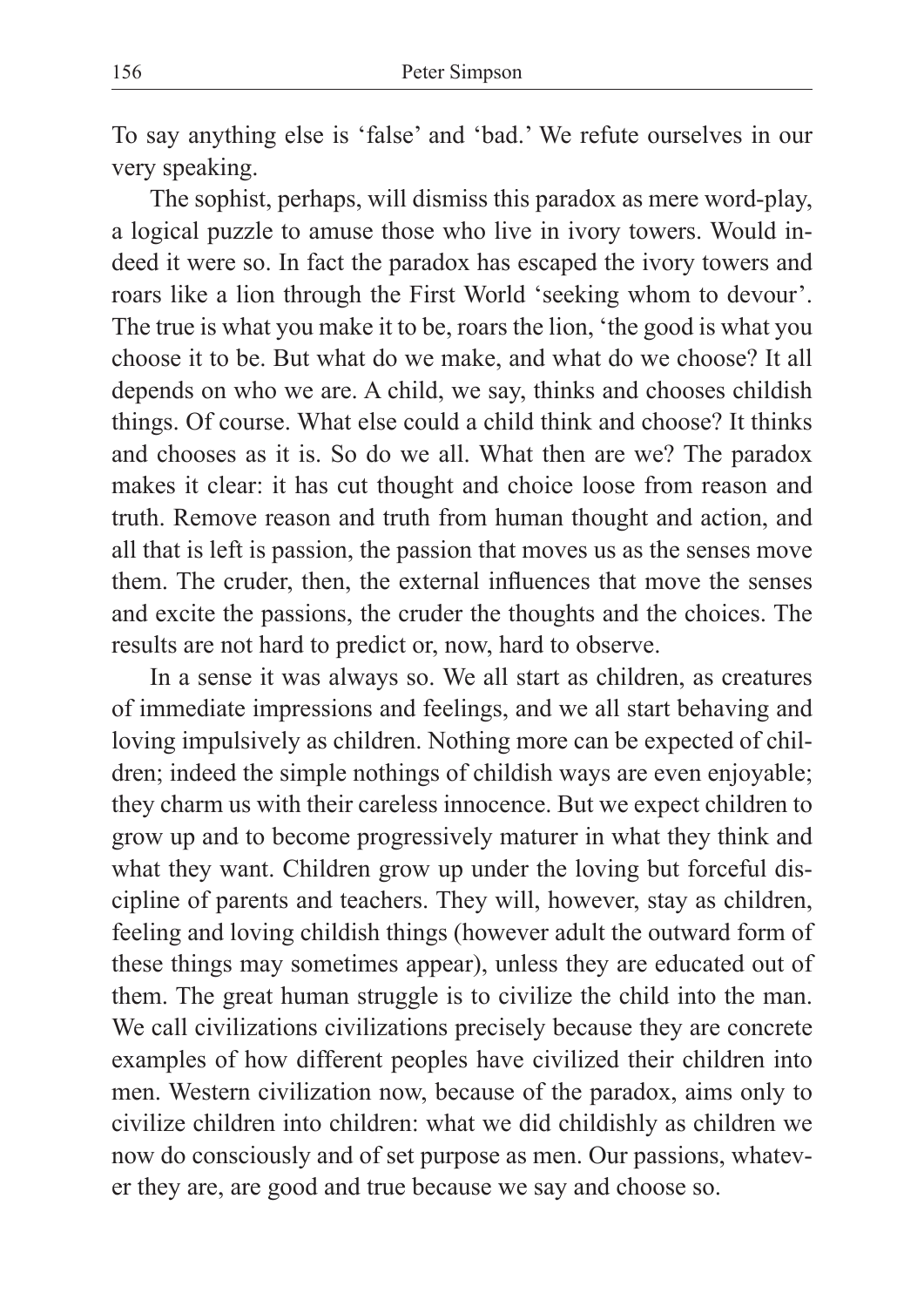To say anything else is 'false' and 'bad.' We refute ourselves in our very speaking.

The sophist, perhaps, will dismiss this paradox as mere word-play, a logical puzzle to amuse those who live in ivory towers. Would indeed it were so. In fact the paradox has escaped the ivory towers and roars like a lion through the First World 'seeking whom to devour'. The true is what you make it to be, roars the lion, 'the good is what you choose it to be. But what do we make, and what do we choose? It all depends on who we are. A child, we say, thinks and chooses childish things. Of course. What else could a child think and choose? It thinks and chooses as it is. So do we all. What then are we? The paradox makes it clear: it has cut thought and choice loose from reason and truth. Remove reason and truth from human thought and action, and all that is left is passion, the passion that moves us as the senses move them. The cruder, then, the external influences that move the senses and excite the passions, the cruder the thoughts and the choices. The results are not hard to predict or, now, hard to observe.

In a sense it was always so. We all start as children, as creatures of immediate impressions and feelings, and we all start behaving and loving impulsively as children. Nothing more can be expected of children; indeed the simple nothings of childish ways are even enjoyable; they charm us with their careless innocence. But we expect children to grow up and to become progressively maturer in what they think and what they want. Children grow up under the loving but forceful discipline of parents and teachers. They will, however, stay as children, feeling and loving childish things (however adult the outward form of these things may sometimes appear), unless they are educated out of them. The great human struggle is to civilize the child into the man. We call civilizations civilizations precisely because they are concrete examples of how different peoples have civilized their children into men. Western civilization now, because of the paradox, aims only to civilize children into children: what we did childishly as children we now do consciously and of set purpose as men. Our passions, whatever they are, are good and true because we say and choose so.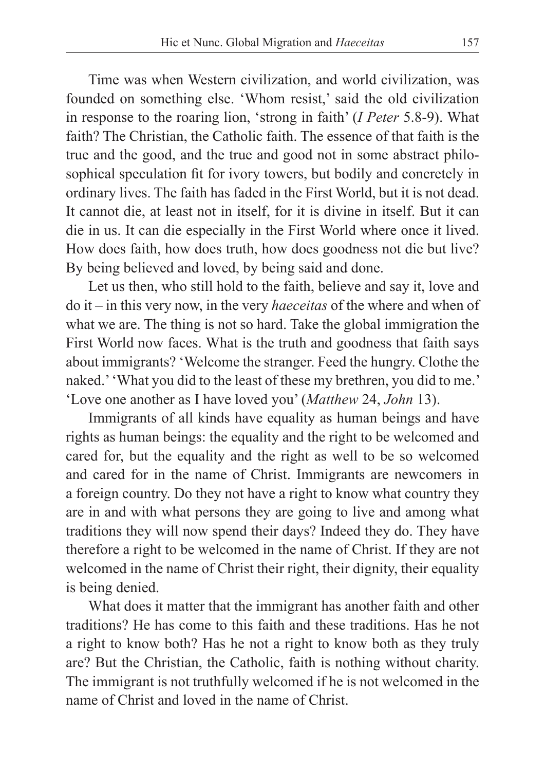Time was when Western civilization, and world civilization, was founded on something else. 'Whom resist,' said the old civilization in response to the roaring lion, 'strong in faith' (*I Peter* 5.8-9). What faith? The Christian, the Catholic faith. The essence of that faith is the true and the good, and the true and good not in some abstract philosophical speculation fit for ivory towers, but bodily and concretely in ordinary lives. The faith has faded in the First World, but it is not dead. It cannot die, at least not in itself, for it is divine in itself. But it can die in us. It can die especially in the First World where once it lived. How does faith, how does truth, how does goodness not die but live? By being believed and loved, by being said and done.

Let us then, who still hold to the faith, believe and say it, love and do it – in this very now, in the very *haeceitas* of the where and when of what we are. The thing is not so hard. Take the global immigration the First World now faces. What is the truth and goodness that faith says about immigrants? 'Welcome the stranger. Feed the hungry. Clothe the naked.' 'What you did to the least of these my brethren, you did to me.' 'Love one another as I have loved you' (*Matthew* 24, *John* 13).

Immigrants of all kinds have equality as human beings and have rights as human beings: the equality and the right to be welcomed and cared for, but the equality and the right as well to be so welcomed and cared for in the name of Christ. Immigrants are newcomers in a foreign country. Do they not have a right to know what country they are in and with what persons they are going to live and among what traditions they will now spend their days? Indeed they do. They have therefore a right to be welcomed in the name of Christ. If they are not welcomed in the name of Christ their right, their dignity, their equality is being denied.

What does it matter that the immigrant has another faith and other traditions? He has come to this faith and these traditions. Has he not a right to know both? Has he not a right to know both as they truly are? But the Christian, the Catholic, faith is nothing without charity. The immigrant is not truthfully welcomed if he is not welcomed in the name of Christ and loved in the name of Christ.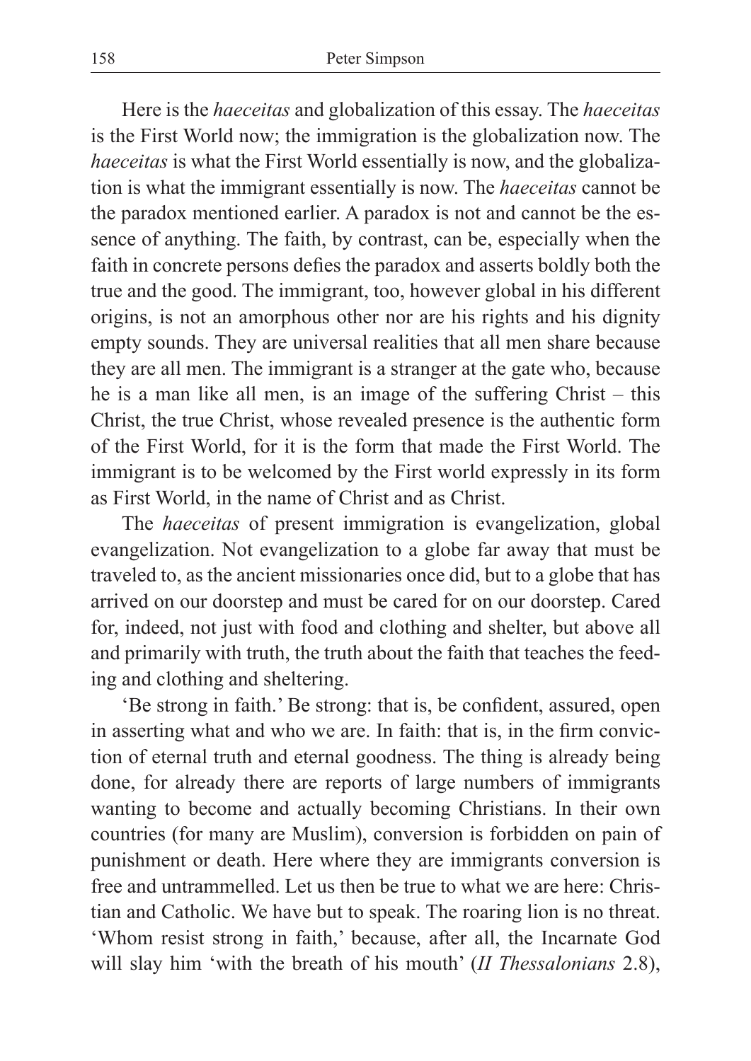Here is the *haeceitas* and globalization of this essay. The *haeceitas* is the First World now; the immigration is the globalization now. The *haeceitas* is what the First World essentially is now, and the globalization is what the immigrant essentially is now. The *haeceitas* cannot be the paradox mentioned earlier. A paradox is not and cannot be the essence of anything. The faith, by contrast, can be, especially when the faith in concrete persons defies the paradox and asserts boldly both the true and the good. The immigrant, too, however global in his different origins, is not an amorphous other nor are his rights and his dignity empty sounds. They are universal realities that all men share because they are all men. The immigrant is a stranger at the gate who, because he is a man like all men, is an image of the suffering Christ – this Christ, the true Christ, whose revealed presence is the authentic form of the First World, for it is the form that made the First World. The immigrant is to be welcomed by the First world expressly in its form as First World, in the name of Christ and as Christ.

The *haeceitas* of present immigration is evangelization, global evangelization. Not evangelization to a globe far away that must be traveled to, as the ancient missionaries once did, but to a globe that has arrived on our doorstep and must be cared for on our doorstep. Cared for, indeed, not just with food and clothing and shelter, but above all and primarily with truth, the truth about the faith that teaches the feeding and clothing and sheltering.

'Be strong in faith.' Be strong: that is, be confident, assured, open in asserting what and who we are. In faith: that is, in the firm conviction of eternal truth and eternal goodness. The thing is already being done, for already there are reports of large numbers of immigrants wanting to become and actually becoming Christians. In their own countries (for many are Muslim), conversion is forbidden on pain of punishment or death. Here where they are immigrants conversion is free and untrammelled. Let us then be true to what we are here: Christian and Catholic. We have but to speak. The roaring lion is no threat. 'Whom resist strong in faith,' because, after all, the Incarnate God will slay him 'with the breath of his mouth' (*II Thessalonians* 2.8),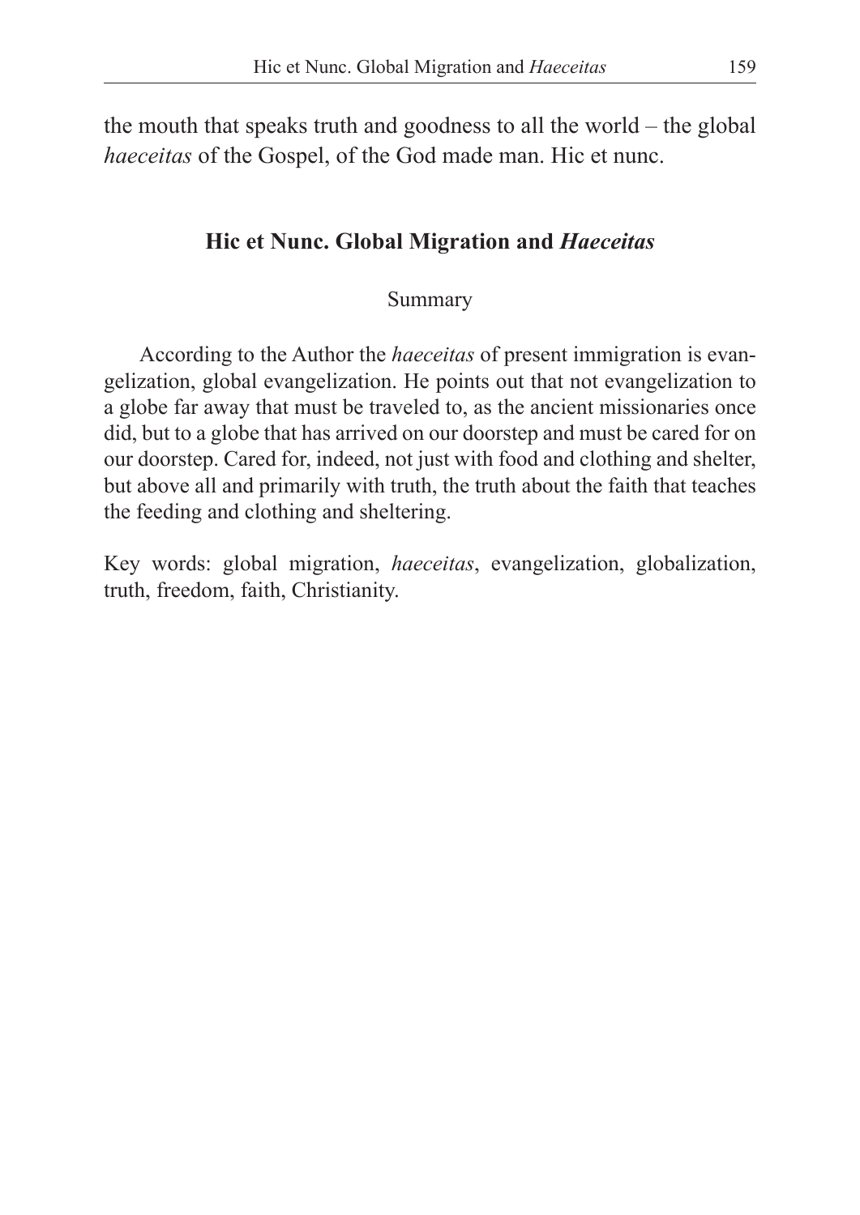the mouth that speaks truth and goodness to all the world – the global *haeceitas* of the Gospel, of the God made man. Hic et nunc.

## Hic et Nunc. Global Migration and *Haeceitas*

Summary

According to the Author the *haeceitas* of present immigration is evangelization, global evangelization. He points out that not evangelization to a globe far away that must be traveled to, as the ancient missionaries once did, but to a globe that has arrived on our doorstep and must be cared for on our doorstep. Cared for, indeed, not just with food and clothing and shelter, but above all and primarily with truth, the truth about the faith that teaches the feeding and clothing and sheltering.

Key words: global migration, *haeceitas*, evangelization, globalization, truth, freedom, faith, Christianity.